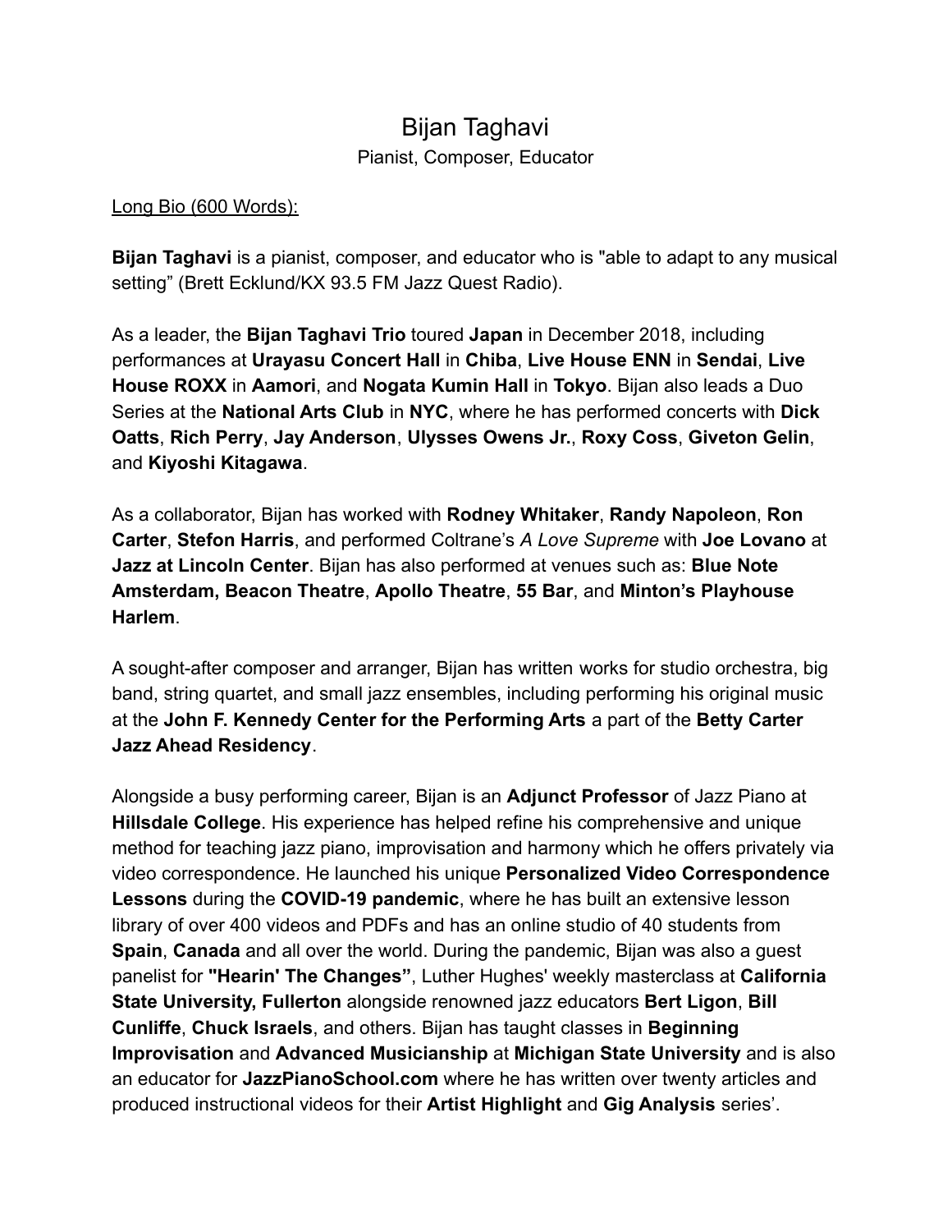# Bijan Taghavi

Pianist, Composer, Educator

<u>Long Bio (600 Words):</u>

**Bijan Taghavi** is a pianist, composer, and educator who is "able to adapt to any musical setting" (Brett Ecklund/KX 93.5 FM Jazz Quest Radio).

As a leader, the **Bijan Taghavi Trio** toured **Japan** in December 2018, including performances at **Urayasu Concert Hall** in **Chiba**, **Live House ENN** in **Sendai**, **Live House ROXX** in **Aamori**, and **Nogata Kumin Hall** in **Tokyo**. Bijan also leads a Duo Series at the **National Arts Club** in **NYC**, where he has performed concerts with **Dick Oatts**, **Rich Perry**, **Jay Anderson**, **Ulysses Owens Jr.**, **Roxy Coss**, **Giveton Gelin**, and **Kiyoshi Kitagawa**.

As a collaborator, Bijan has worked with **Rodney Whitaker**, **Randy Napoleon**, **Ron Carter**, **Stefon Harris**, and performed Coltrane's *A Love Supreme* with **Joe Lovano** at **Jazz at Lincoln Center**. Bijan has also performed at venues such as: **Blue Note Amsterdam, Beacon Theatre**, **Apollo Theatre**, **55 Bar**, and **Minton's Playhouse Harlem**.

A sought-after composer and arranger, Bijan has written works for studio orchestra, big band, string quartet, and small jazz ensembles, including performing his original music at the **John F. Kennedy Center for the Performing Arts** a part of the **Betty Carter Jazz Ahead Residency**.

Alongside a busy performing career, Bijan is an **Adjunct Professor** of Jazz Piano at **Hillsdale College**. His experience has helped refine his comprehensive and unique method for teaching jazz piano, improvisation and harmony which he offers privately via video correspondence. He launched his unique **Personalized Video Correspondence Lessons** during the **COVID-19 pandemic**, where he has built an extensive lesson library of over 400 videos and PDFs and has an online studio of 40 students from **Spain**, **Canada** and all over the world. During the pandemic, Bijan was also a guest panelist for **"Hearin' The Changes"**, Luther Hughes' weekly masterclass at **California State University, Fullerton** alongside renowned jazz educators **Bert Ligon**, **Bill Cunliffe**, **Chuck Israels**, and others. Bijan has taught classes in **Beginning Improvisation** and **Advanced Musicianship** at **Michigan State University** and is also an educator for **JazzPianoSchool.com** where he has written over twenty articles and produced instructional videos for their **Artist Highlight** and **Gig Analysis** series'.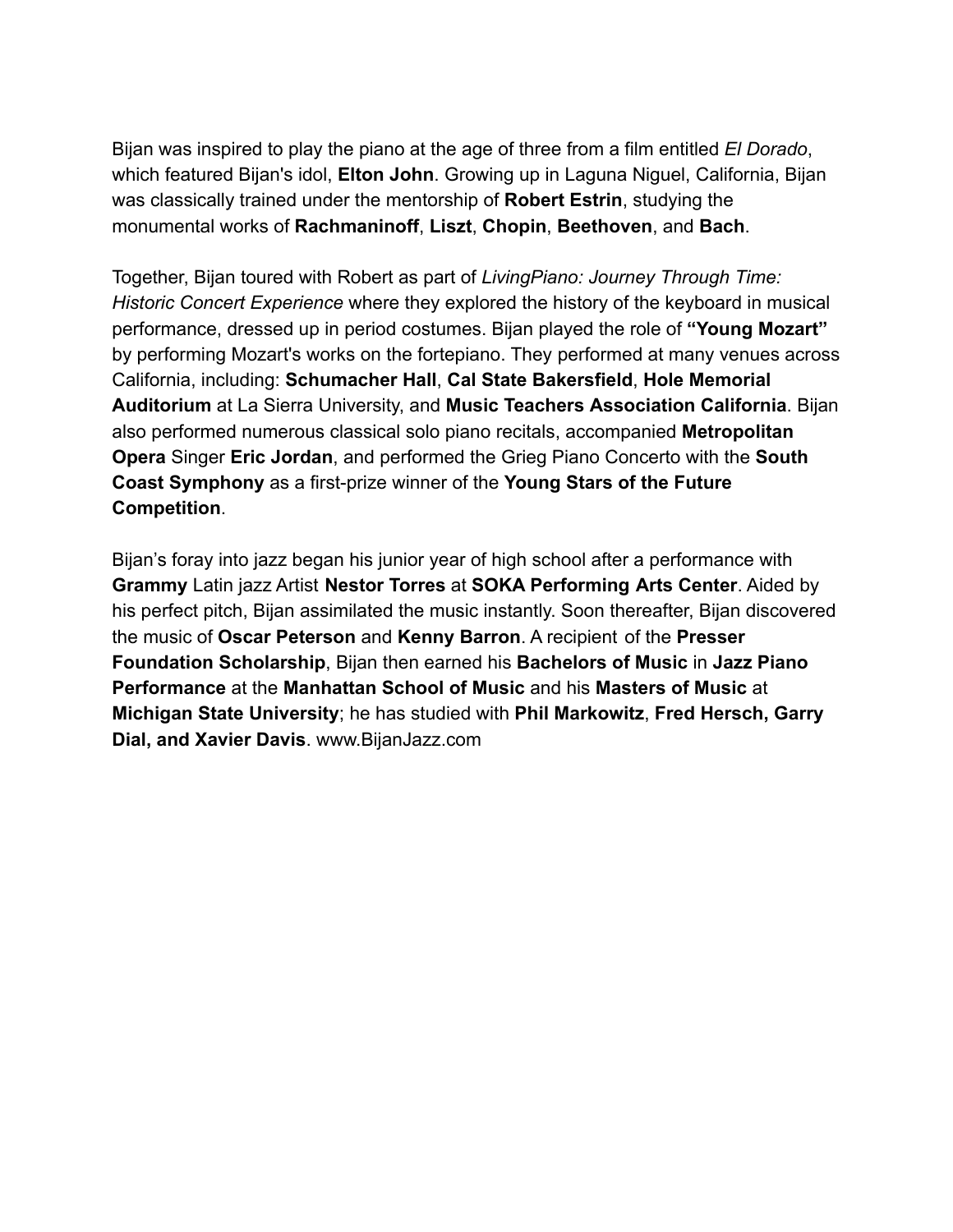Bijan was inspired to play the piano at the age of three from a film entitled *El Dorado*, which featured Bijan's idol, **Elton John**. Growing up in Laguna Niguel, California, Bijan was classically trained under the mentorship of **Robert Estrin**, studying the monumental works of **Rachmaninoff**, **Liszt**, **Chopin**, **Beethoven**, and **Bach**.

Together, Bijan toured with Robert as part of *LivingPiano: Journey Through Time: Historic Concert Experience* where they explored the history of the keyboard in musical performance, dressed up in period costumes. Bijan played the role of **"Young Mozart"** by performing Mozart's works on the fortepiano. They performed at many venues across California, including: **Schumacher Hall**, **Cal State Bakersfield**, **Hole Memorial Auditorium** at La Sierra University, and **Music Teachers Association California**. Bijan also performed numerous classical solo piano recitals, accompanied **Metropolitan Opera** Singer **Eric Jordan**, and performed the Grieg Piano Concerto with the **South Coast Symphony** as a first-prize winner of the **Young Stars of the Future Competition**.

Bijan's foray into jazz began his junior year of high school after a performance with **Grammy** Latin jazz Artist **Nestor Torres** at **SOKA Performing Arts Center**. Aided by his perfect pitch, Bijan assimilated the music instantly. Soon thereafter, Bijan discovered the music of **Oscar Peterson** and **Kenny Barron**. A recipient of the **Presser Foundation Scholarship**, Bijan then earned his **Bachelors of Music** in **Jazz Piano Performance** at the **Manhattan School of Music** and his **Masters of Music** at **Michigan State University**; he has studied with **Phil Markowitz**, **Fred Hersch, Garry Dial, and Xavier Davis**. www.BijanJazz.com